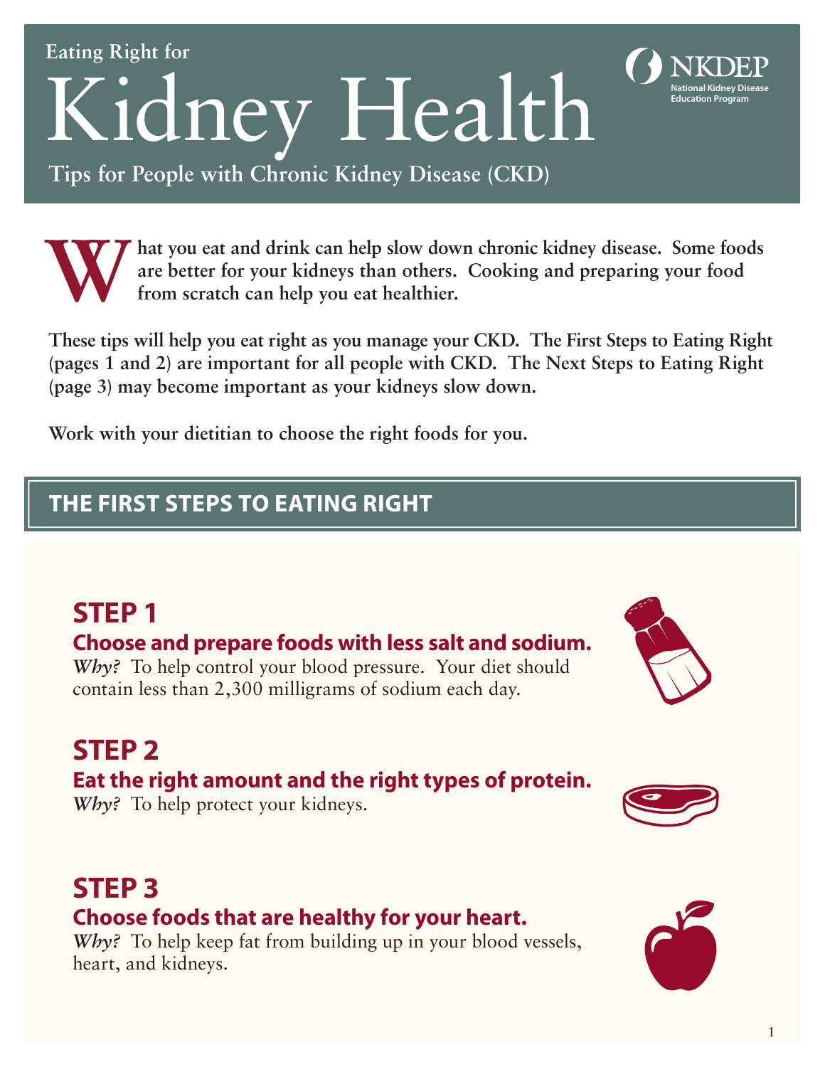Eating Right for

# Kidney Health

## Tips for People with Chronic Kidney Disease (CKD)

NKDEP National Kidney Disease Education Program

**What you eat and drink can help slow down chronic kidney disease. Some foods are better for your kidneys than others. Cooking and preparing your food from scratch can help you eat healthier.**

**These tips will help you eat right as you manage your CKD. The First Steps to Eating Right (pages 1 and 2) are important for all people with CKD. The Next Steps to Eating Right (page 3) may become important as your kidneys slow down.**

**Work with your dietitian to choose the right foods for you.**

## THE FIRST STEPS TO EATING RIGHT

### STEP 1

**Choose and prepare foods with less salt and sodium.**

***Why?*** To help control your blood pressure. Your diet should contain less than 2,300 milligrams of sodium each day.

### STEP 2

**Eat the right amount and the right types of protein.**

***Why?*** To help protect your kidneys.

### STEP 3

**Choose foods that are healthy for your heart.**

***Why?*** To help keep fat from building up in your blood vessels, heart, and kidneys.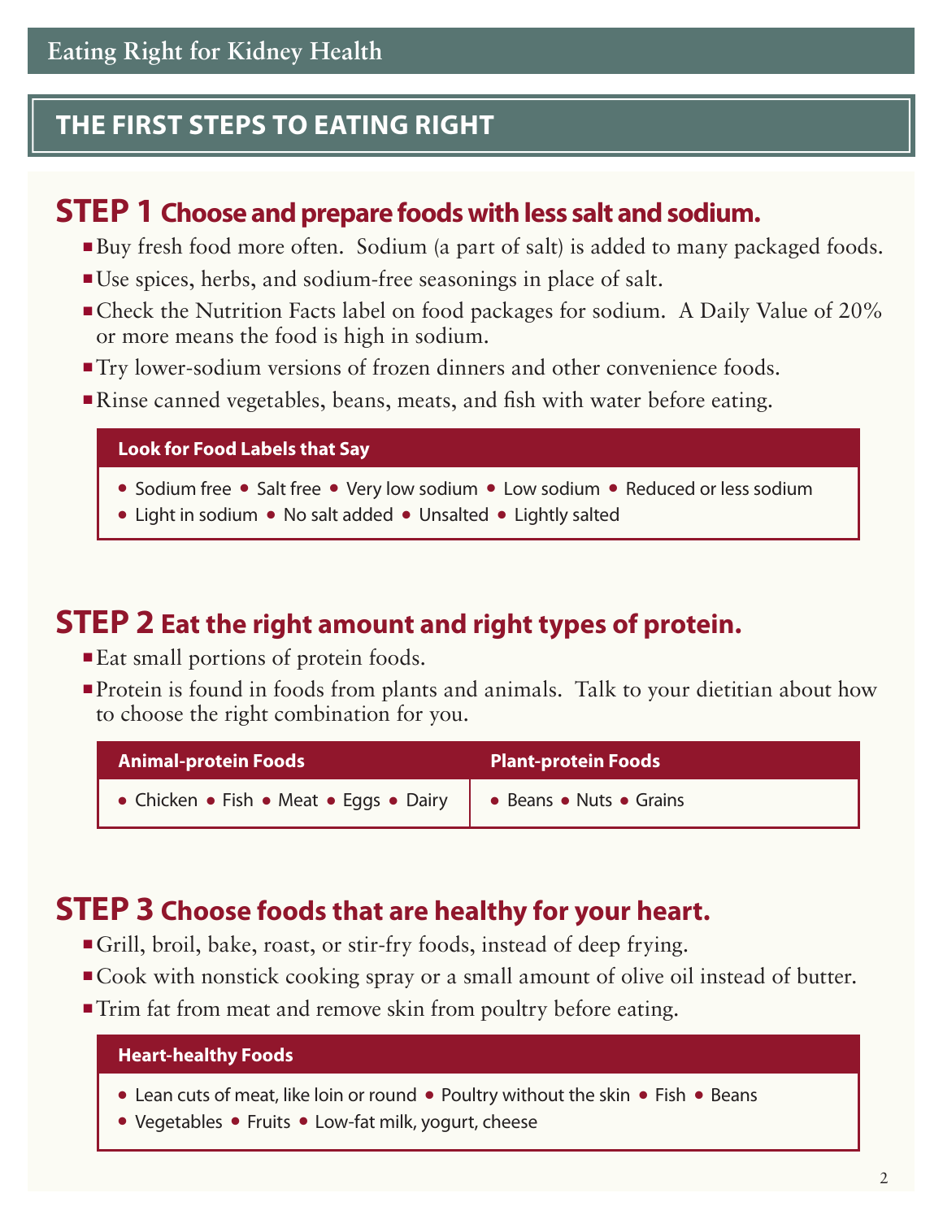# THE FIRST STEPS TO EATING RIGHT

## STEP 1 Choose and prepare foods with less salt and sodium.

- Buy fresh food more often. Sodium (a part of salt) is added to many packaged foods.
- Use spices, herbs, and sodium-free seasonings in place of salt.
- Check the Nutrition Facts label on food packages for sodium. A Daily Value of 20% or more means the food is high in sodium.
- Try lower-sodium versions of frozen dinners and other convenience foods.
- Rinse canned vegetables, beans, meats, and fish with water before eating.

**Look for Food Labels that Say**

- Sodium free
- Salt free
- Very low sodium
- Low sodium
- Reduced or less sodium
- Light in sodium
- No salt added
- Unsalted
- Lightly salted

## STEP 2 Eat the right amount and right types of protein.

- Eat small portions of protein foods.
- Protein is found in foods from plants and animals. Talk to your dietitian about how to choose the right combination for you.

| Animal-protein Foods | Plant-protein Foods |
| --- | --- |
| • Chicken • Fish • Meat • Eggs • Dairy | • Beans • Nuts • Grains |

## STEP 3 Choose foods that are healthy for your heart.

- Grill, broil, bake, roast, or stir-fry foods, instead of deep frying.
- Cook with nonstick cooking spray or a small amount of olive oil instead of butter.
- Trim fat from meat and remove skin from poultry before eating.

**Heart-healthy Foods**

- Lean cuts of meat, like loin or round
- Poultry without the skin
- Fish
- Beans
- Vegetables
- Fruits
- Low-fat milk, yogurt, cheese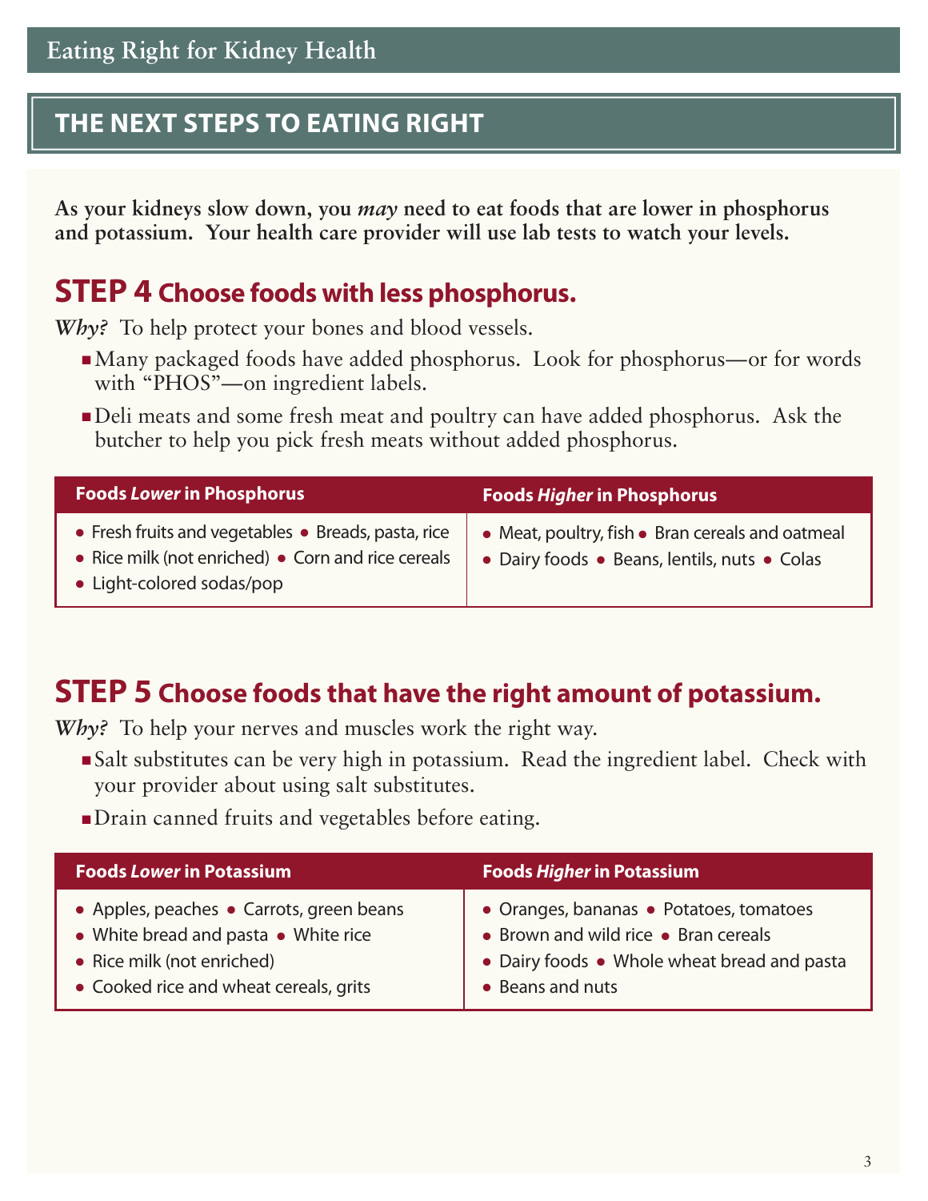## THE NEXT STEPS TO EATING RIGHT

**As your kidneys slow down, you *may* need to eat foods that are lower in phosphorus and potassium. Your health care provider will use lab tests to watch your levels.**

## STEP 4 Choose foods with less phosphorus.

*Why?* To help protect your bones and blood vessels.

- Many packaged foods have added phosphorus. Look for phosphorus—or for words with "PHOS"—on ingredient labels.
- Deli meats and some fresh meat and poultry can have added phosphorus. Ask the butcher to help you pick fresh meats without added phosphorus.

| Foods *Lower* in Phosphorus | Foods *Higher* in Phosphorus |
|---|---|
| • Fresh fruits and vegetables • Breads, pasta, rice • Rice milk (not enriched) • Corn and rice cereals • Light-colored sodas/pop | • Meat, poultry, fish • Bran cereals and oatmeal • Dairy foods • Beans, lentils, nuts • Colas |

## STEP 5 Choose foods that have the right amount of potassium.

*Why?* To help your nerves and muscles work the right way.

- Salt substitutes can be very high in potassium. Read the ingredient label. Check with your provider about using salt substitutes.
- Drain canned fruits and vegetables before eating.

| Foods *Lower* in Potassium | Foods *Higher* in Potassium |
|---|---|
| • Apples, peaches • Carrots, green beans • White bread and pasta • White rice • Rice milk (not enriched) • Cooked rice and wheat cereals, grits | • Oranges, bananas • Potatoes, tomatoes • Brown and wild rice • Bran cereals • Dairy foods • Whole wheat bread and pasta • Beans and nuts |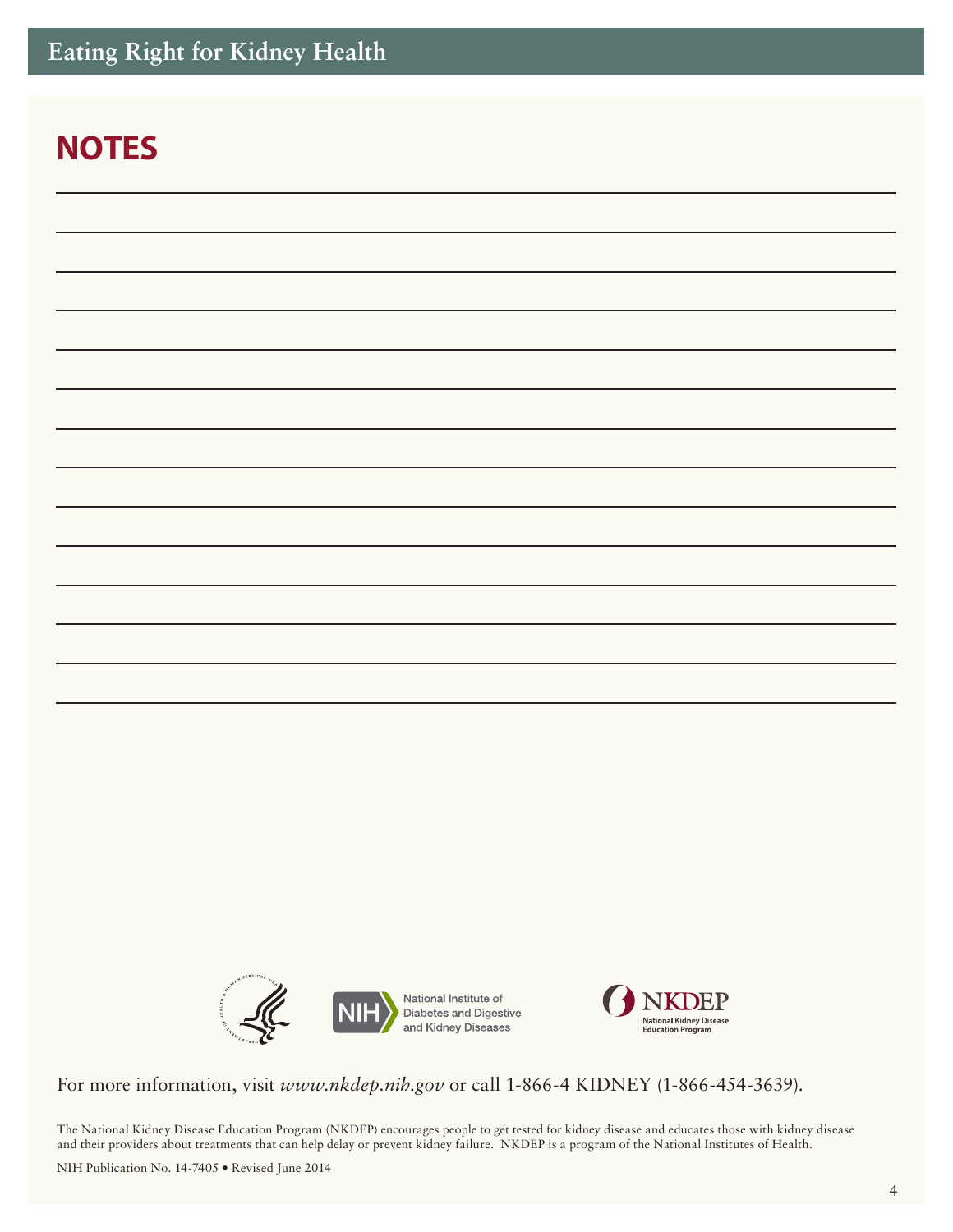## NOTES

National Institute of Diabetes and Digestive and Kidney Diseases

NKDEP National Kidney Disease Education Program

For more information, visit *www.nkdep.nih.gov* or call 1-866-4 KIDNEY (1-866-454-3639).

The National Kidney Disease Education Program (NKDEP) encourages people to get tested for kidney disease and educates those with kidney disease and their providers about treatments that can help delay or prevent kidney failure. NKDEP is a program of the National Institutes of Health.

NIH Publication No. 14-7405 • Revised June 2014